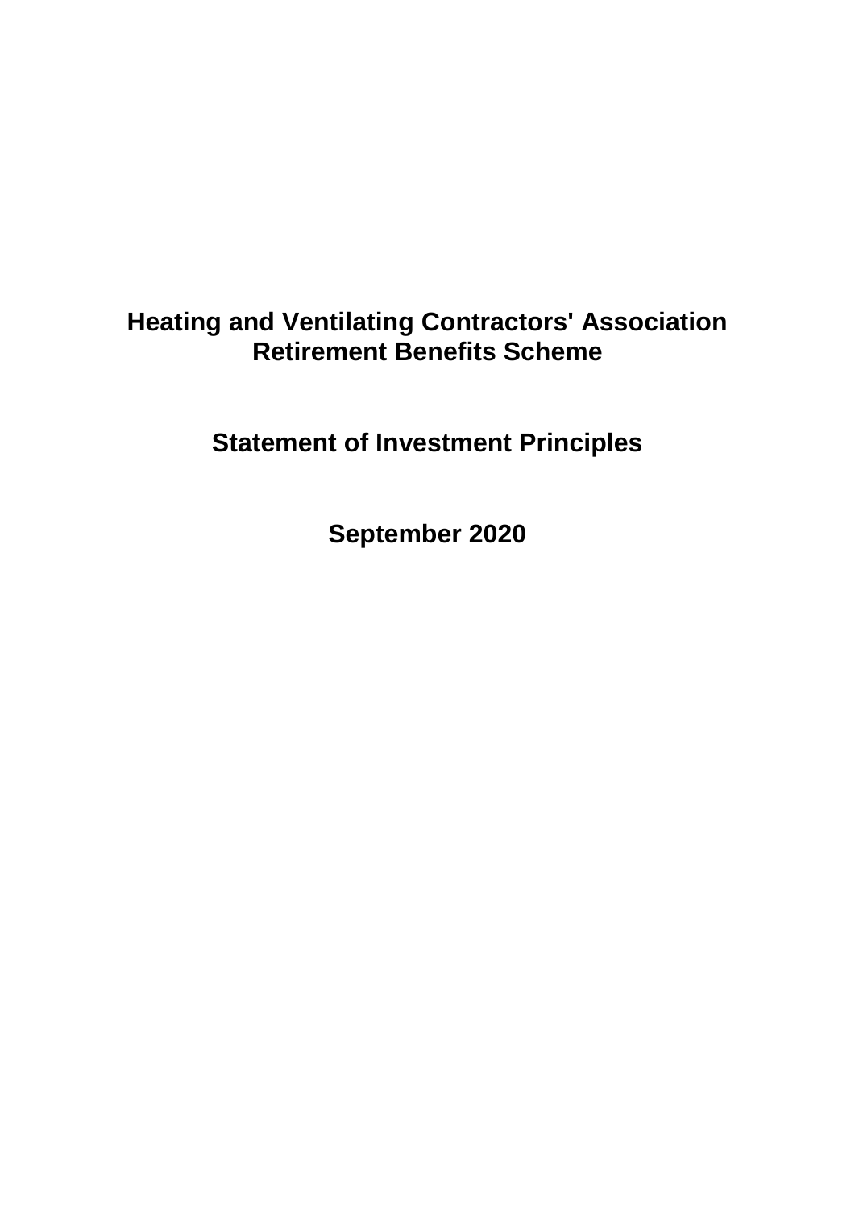# Heating and Ventilating Contractors' Association Retirement Benefits Scheme

## Statement of Investment Principles

## September 2020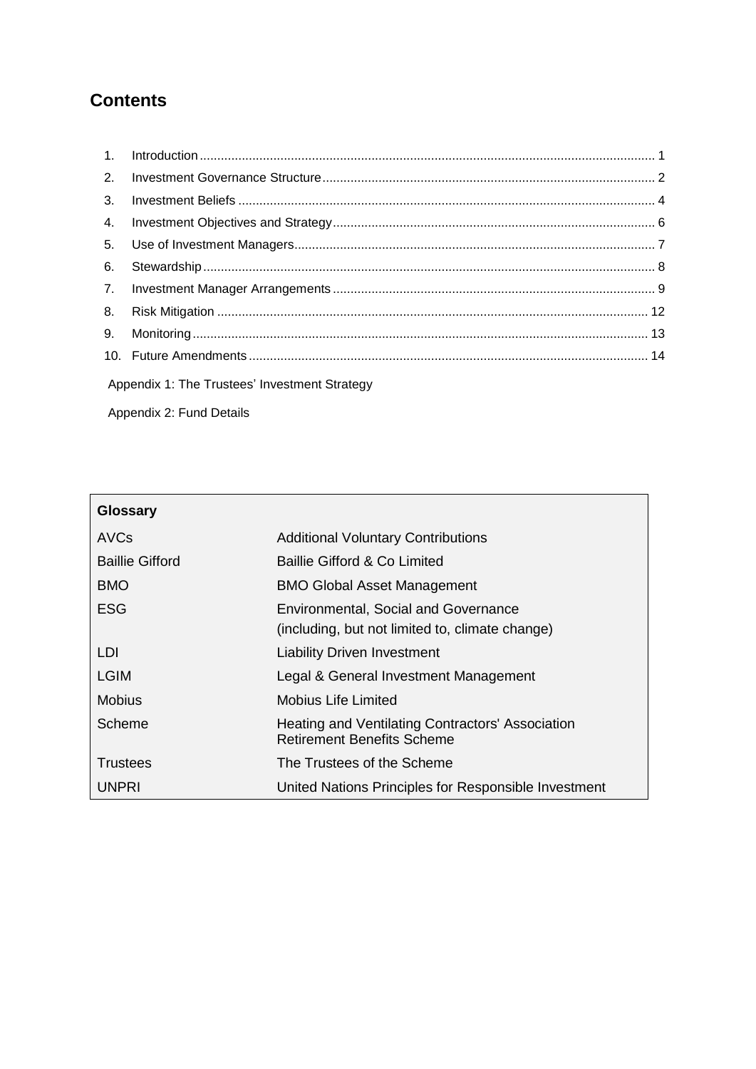## Contents

1. Introduction ........................................................ 1
2. Investment Governance Structure ........................................................ 2
3. Investment Beliefs ........................................................ 4
4. Investment Objectives and Strategy ........................................................ 6
5. Use of Investment Managers ........................................................ 7
6. Stewardship ........................................................ 8
7. Investment Manager Arrangements ........................................................ 9
8. Risk Mitigation ........................................................ 12
9. Monitoring ........................................................ 13
10. Future Amendments ........................................................ 14

Appendix 1: The Trustees' Investment Strategy

Appendix 2: Fund Details

| **Glossary** | |
|---|---|
| AVCs | Additional Voluntary Contributions |
| Baillie Gifford | Baillie Gifford & Co Limited |
| BMO | BMO Global Asset Management |
| ESG | Environmental, Social and Governance (including, but not limited to, climate change) |
| LDI | Liability Driven Investment |
| LGIM | Legal & General Investment Management |
| Mobius | Mobius Life Limited |
| Scheme | Heating and Ventilating Contractors' Association Retirement Benefits Scheme |
| Trustees | The Trustees of the Scheme |
| UNPRI | United Nations Principles for Responsible Investment |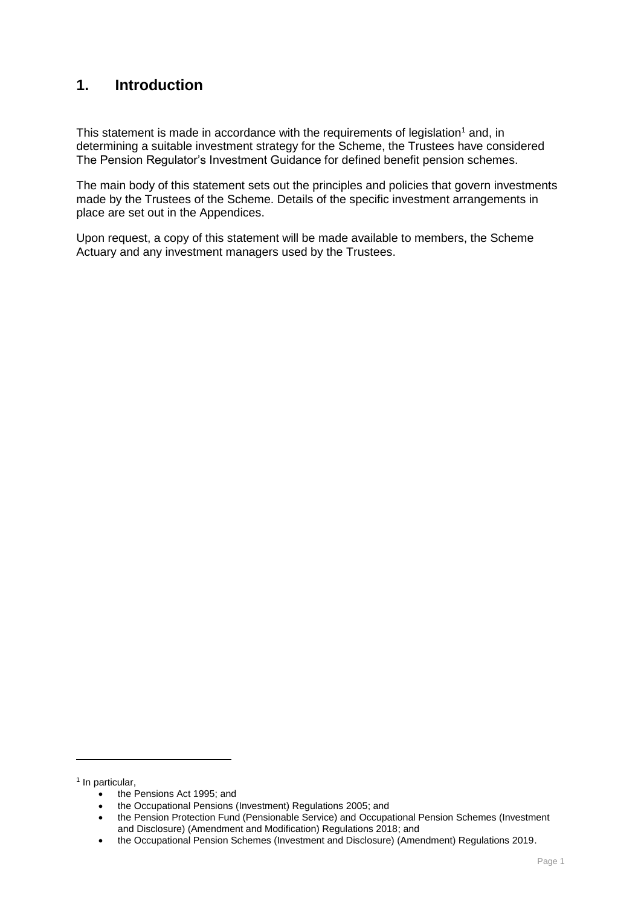# 1. Introduction

This statement is made in accordance with the requirements of legislation[1] and, in determining a suitable investment strategy for the Scheme, the Trustees have considered The Pension Regulator's Investment Guidance for defined benefit pension schemes.

The main body of this statement sets out the principles and policies that govern investments made by the Trustees of the Scheme. Details of the specific investment arrangements in place are set out in the Appendices.

Upon request, a copy of this statement will be made available to members, the Scheme Actuary and any investment managers used by the Trustees.

---

[1] In particular,

- the Pensions Act 1995; and
- the Occupational Pensions (Investment) Regulations 2005; and
- the Pension Protection Fund (Pensionable Service) and Occupational Pension Schemes (Investment and Disclosure) (Amendment and Modification) Regulations 2018; and
- the Occupational Pension Schemes (Investment and Disclosure) (Amendment) Regulations 2019.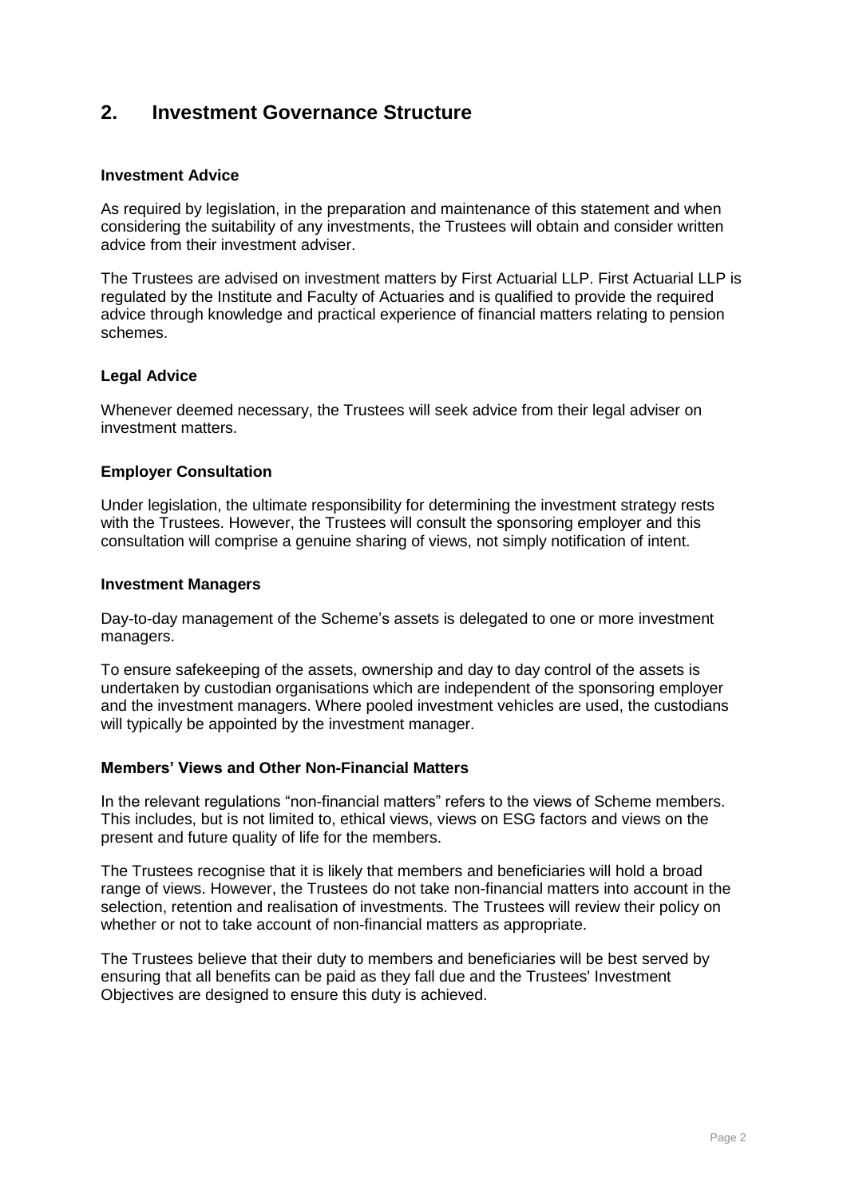## 2. Investment Governance Structure

### Investment Advice

As required by legislation, in the preparation and maintenance of this statement and when considering the suitability of any investments, the Trustees will obtain and consider written advice from their investment adviser.

The Trustees are advised on investment matters by First Actuarial LLP. First Actuarial LLP is regulated by the Institute and Faculty of Actuaries and is qualified to provide the required advice through knowledge and practical experience of financial matters relating to pension schemes.

### Legal Advice

Whenever deemed necessary, the Trustees will seek advice from their legal adviser on investment matters.

### Employer Consultation

Under legislation, the ultimate responsibility for determining the investment strategy rests with the Trustees. However, the Trustees will consult the sponsoring employer and this consultation will comprise a genuine sharing of views, not simply notification of intent.

### Investment Managers

Day-to-day management of the Scheme's assets is delegated to one or more investment managers.

To ensure safekeeping of the assets, ownership and day to day control of the assets is undertaken by custodian organisations which are independent of the sponsoring employer and the investment managers. Where pooled investment vehicles are used, the custodians will typically be appointed by the investment manager.

### Members' Views and Other Non-Financial Matters

In the relevant regulations "non-financial matters" refers to the views of Scheme members. This includes, but is not limited to, ethical views, views on ESG factors and views on the present and future quality of life for the members.

The Trustees recognise that it is likely that members and beneficiaries will hold a broad range of views. However, the Trustees do not take non-financial matters into account in the selection, retention and realisation of investments. The Trustees will review their policy on whether or not to take account of non-financial matters as appropriate.

The Trustees believe that their duty to members and beneficiaries will be best served by ensuring that all benefits can be paid as they fall due and the Trustees' Investment Objectives are designed to ensure this duty is achieved.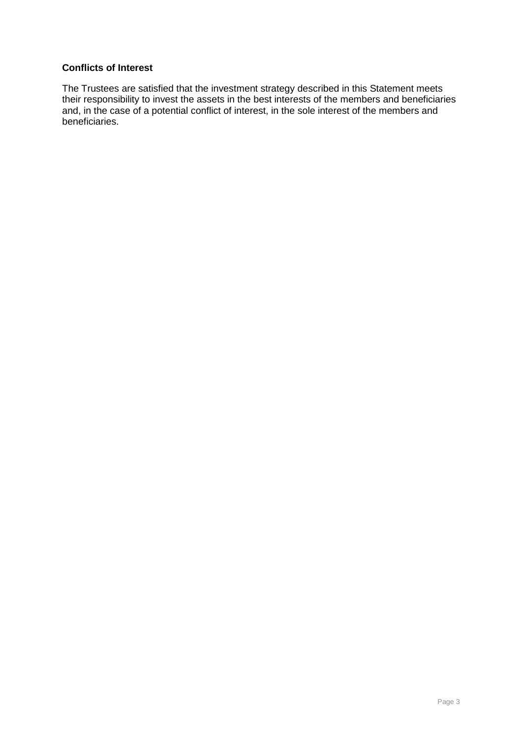**Conflicts of Interest**

The Trustees are satisfied that the investment strategy described in this Statement meets their responsibility to invest the assets in the best interests of the members and beneficiaries and, in the case of a potential conflict of interest, in the sole interest of the members and beneficiaries.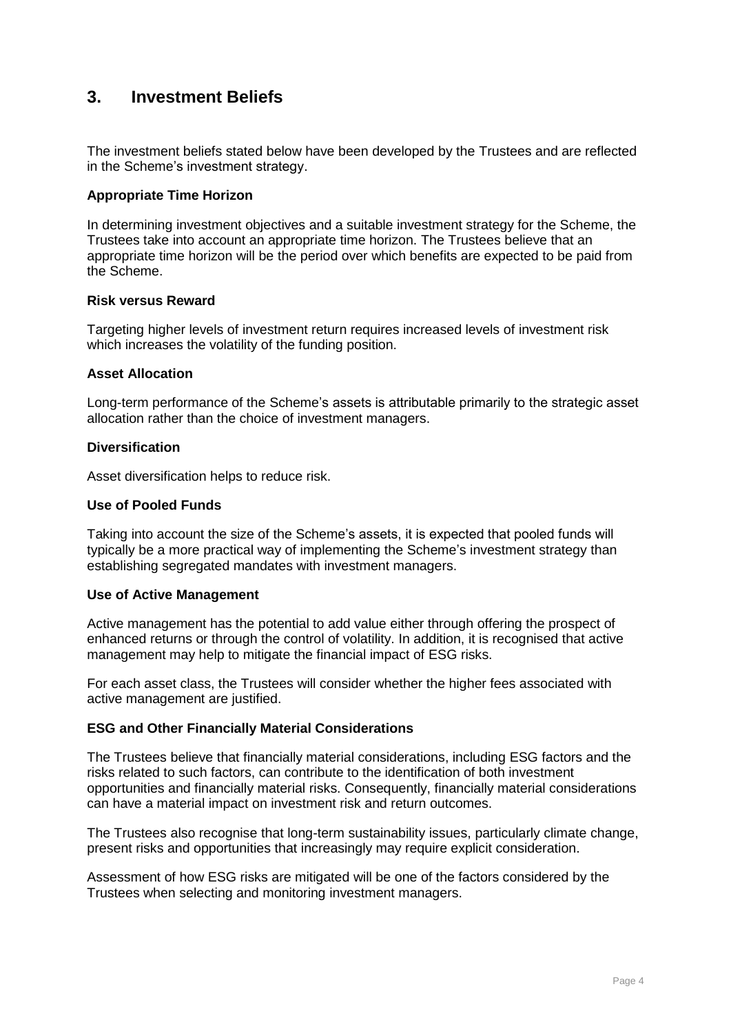## 3. Investment Beliefs

The investment beliefs stated below have been developed by the Trustees and are reflected in the Scheme's investment strategy.

**Appropriate Time Horizon**

In determining investment objectives and a suitable investment strategy for the Scheme, the Trustees take into account an appropriate time horizon. The Trustees believe that an appropriate time horizon will be the period over which benefits are expected to be paid from the Scheme.

**Risk versus Reward**

Targeting higher levels of investment return requires increased levels of investment risk which increases the volatility of the funding position.

**Asset Allocation**

Long-term performance of the Scheme's assets is attributable primarily to the strategic asset allocation rather than the choice of investment managers.

**Diversification**

Asset diversification helps to reduce risk.

**Use of Pooled Funds**

Taking into account the size of the Scheme's assets, it is expected that pooled funds will typically be a more practical way of implementing the Scheme's investment strategy than establishing segregated mandates with investment managers.

**Use of Active Management**

Active management has the potential to add value either through offering the prospect of enhanced returns or through the control of volatility. In addition, it is recognised that active management may help to mitigate the financial impact of ESG risks.

For each asset class, the Trustees will consider whether the higher fees associated with active management are justified.

**ESG and Other Financially Material Considerations**

The Trustees believe that financially material considerations, including ESG factors and the risks related to such factors, can contribute to the identification of both investment opportunities and financially material risks. Consequently, financially material considerations can have a material impact on investment risk and return outcomes.

The Trustees also recognise that long-term sustainability issues, particularly climate change, present risks and opportunities that increasingly may require explicit consideration.

Assessment of how ESG risks are mitigated will be one of the factors considered by the Trustees when selecting and monitoring investment managers.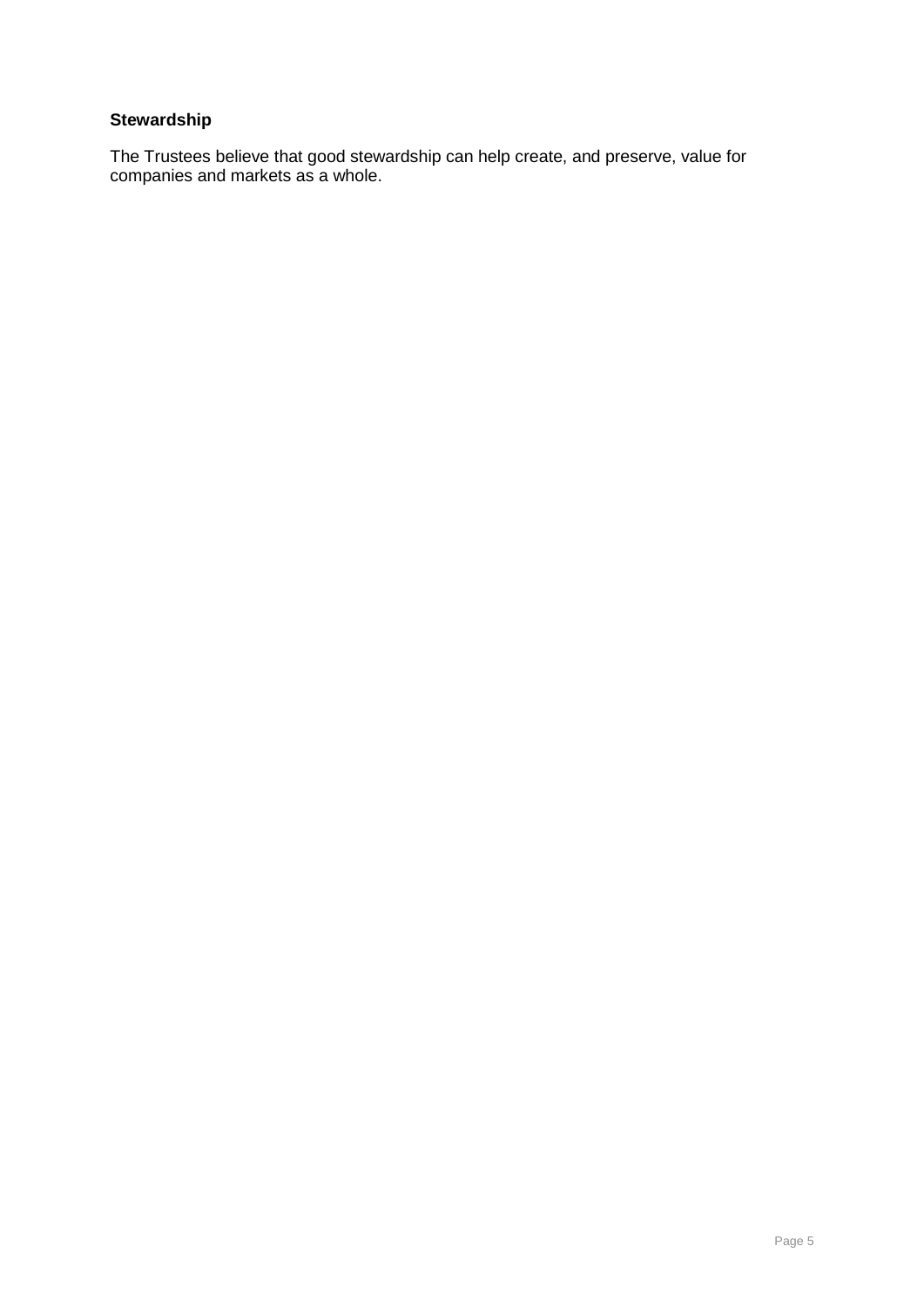**Stewardship**

The Trustees believe that good stewardship can help create, and preserve, value for companies and markets as a whole.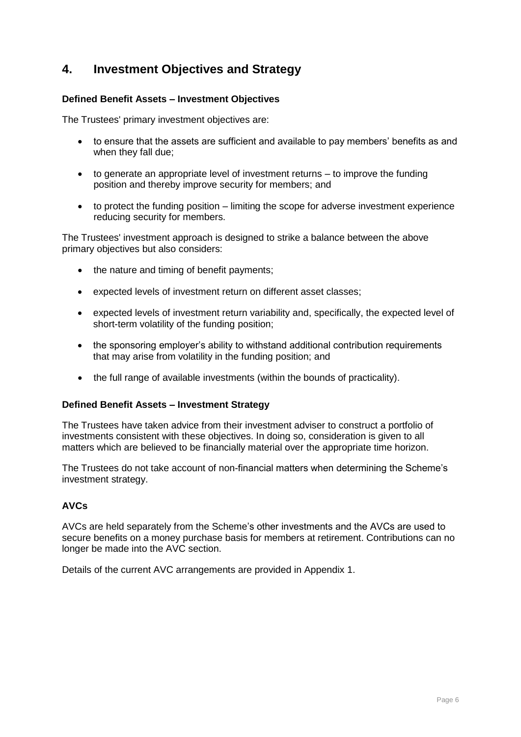## 4. Investment Objectives and Strategy

**Defined Benefit Assets – Investment Objectives**

The Trustees' primary investment objectives are:

- to ensure that the assets are sufficient and available to pay members' benefits as and when they fall due;
- to generate an appropriate level of investment returns – to improve the funding position and thereby improve security for members; and
- to protect the funding position – limiting the scope for adverse investment experience reducing security for members.

The Trustees' investment approach is designed to strike a balance between the above primary objectives but also considers:

- the nature and timing of benefit payments;
- expected levels of investment return on different asset classes;
- expected levels of investment return variability and, specifically, the expected level of short-term volatility of the funding position;
- the sponsoring employer's ability to withstand additional contribution requirements that may arise from volatility in the funding position; and
- the full range of available investments (within the bounds of practicality).

**Defined Benefit Assets – Investment Strategy**

The Trustees have taken advice from their investment adviser to construct a portfolio of investments consistent with these objectives. In doing so, consideration is given to all matters which are believed to be financially material over the appropriate time horizon.

The Trustees do not take account of non-financial matters when determining the Scheme's investment strategy.

### AVCs

AVCs are held separately from the Scheme's other investments and the AVCs are used to secure benefits on a money purchase basis for members at retirement. Contributions can no longer be made into the AVC section.

Details of the current AVC arrangements are provided in Appendix 1.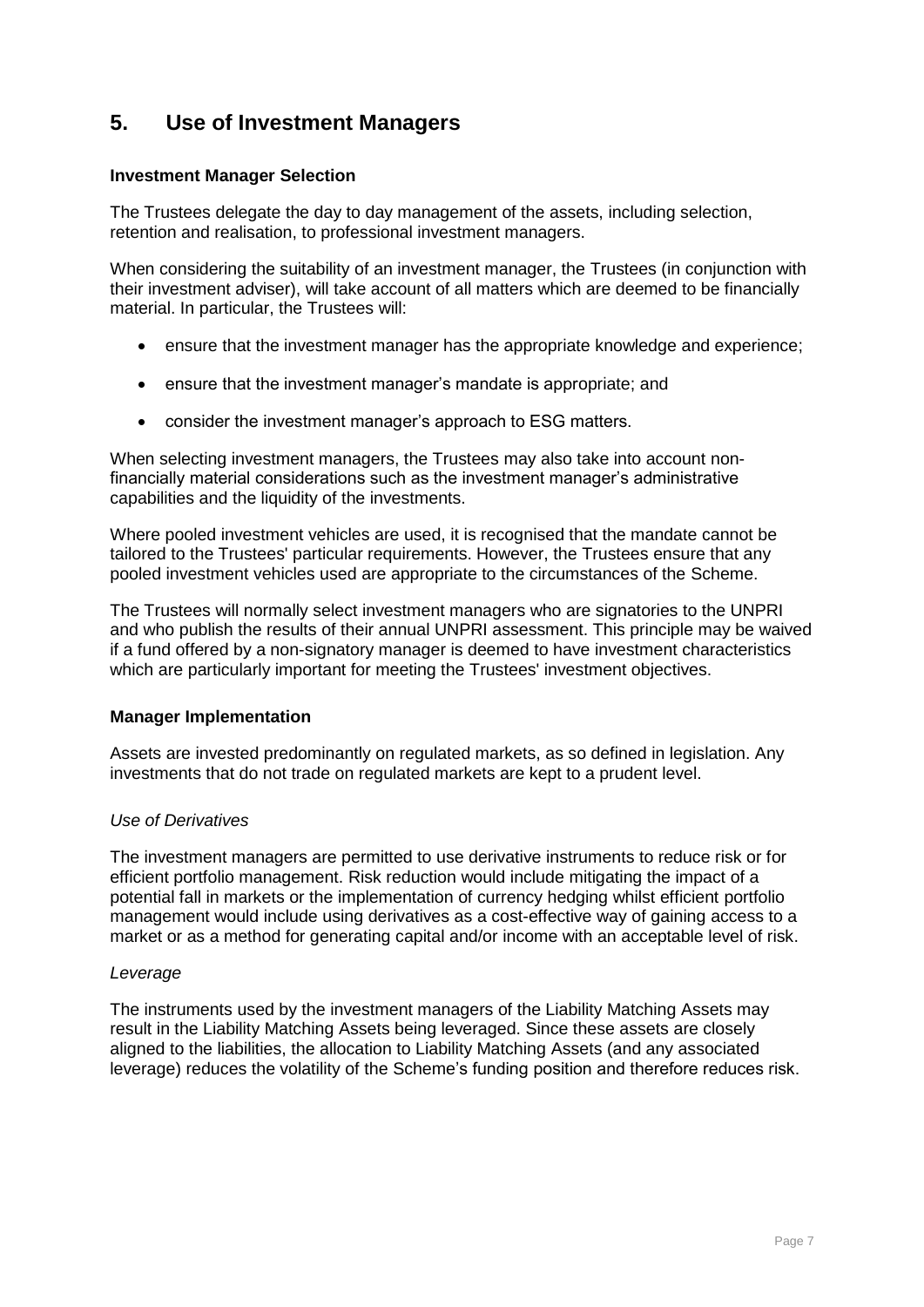## 5. Use of Investment Managers

**Investment Manager Selection**

The Trustees delegate the day to day management of the assets, including selection, retention and realisation, to professional investment managers.

When considering the suitability of an investment manager, the Trustees (in conjunction with their investment adviser), will take account of all matters which are deemed to be financially material. In particular, the Trustees will:

- ensure that the investment manager has the appropriate knowledge and experience;
- ensure that the investment manager's mandate is appropriate; and
- consider the investment manager's approach to ESG matters.

When selecting investment managers, the Trustees may also take into account non-financially material considerations such as the investment manager's administrative capabilities and the liquidity of the investments.

Where pooled investment vehicles are used, it is recognised that the mandate cannot be tailored to the Trustees' particular requirements. However, the Trustees ensure that any pooled investment vehicles used are appropriate to the circumstances of the Scheme.

The Trustees will normally select investment managers who are signatories to the UNPRI and who publish the results of their annual UNPRI assessment. This principle may be waived if a fund offered by a non-signatory manager is deemed to have investment characteristics which are particularly important for meeting the Trustees' investment objectives.

**Manager Implementation**

Assets are invested predominantly on regulated markets, as so defined in legislation. Any investments that do not trade on regulated markets are kept to a prudent level.

*Use of Derivatives*

The investment managers are permitted to use derivative instruments to reduce risk or for efficient portfolio management. Risk reduction would include mitigating the impact of a potential fall in markets or the implementation of currency hedging whilst efficient portfolio management would include using derivatives as a cost-effective way of gaining access to a market or as a method for generating capital and/or income with an acceptable level of risk.

*Leverage*

The instruments used by the investment managers of the Liability Matching Assets may result in the Liability Matching Assets being leveraged. Since these assets are closely aligned to the liabilities, the allocation to Liability Matching Assets (and any associated leverage) reduces the volatility of the Scheme's funding position and therefore reduces risk.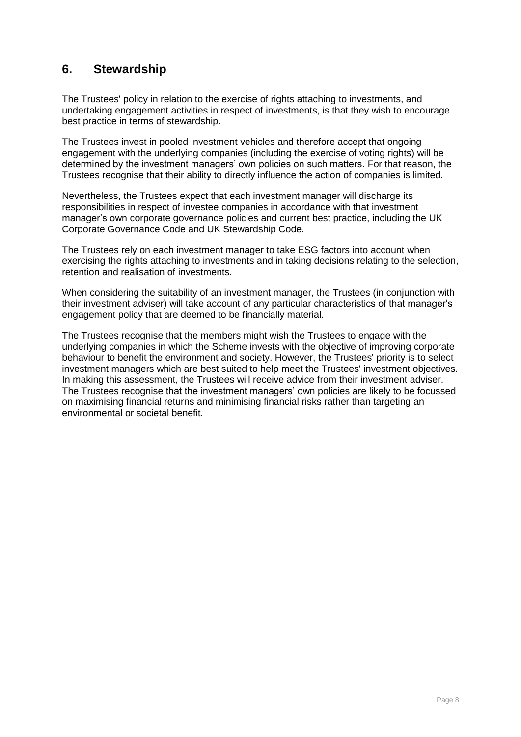## 6. Stewardship

The Trustees' policy in relation to the exercise of rights attaching to investments, and undertaking engagement activities in respect of investments, is that they wish to encourage best practice in terms of stewardship.

The Trustees invest in pooled investment vehicles and therefore accept that ongoing engagement with the underlying companies (including the exercise of voting rights) will be determined by the investment managers' own policies on such matters. For that reason, the Trustees recognise that their ability to directly influence the action of companies is limited.

Nevertheless, the Trustees expect that each investment manager will discharge its responsibilities in respect of investee companies in accordance with that investment manager's own corporate governance policies and current best practice, including the UK Corporate Governance Code and UK Stewardship Code.

The Trustees rely on each investment manager to take ESG factors into account when exercising the rights attaching to investments and in taking decisions relating to the selection, retention and realisation of investments.

When considering the suitability of an investment manager, the Trustees (in conjunction with their investment adviser) will take account of any particular characteristics of that manager's engagement policy that are deemed to be financially material.

The Trustees recognise that the members might wish the Trustees to engage with the underlying companies in which the Scheme invests with the objective of improving corporate behaviour to benefit the environment and society. However, the Trustees' priority is to select investment managers which are best suited to help meet the Trustees' investment objectives. In making this assessment, the Trustees will receive advice from their investment adviser. The Trustees recognise that the investment managers' own policies are likely to be focussed on maximising financial returns and minimising financial risks rather than targeting an environmental or societal benefit.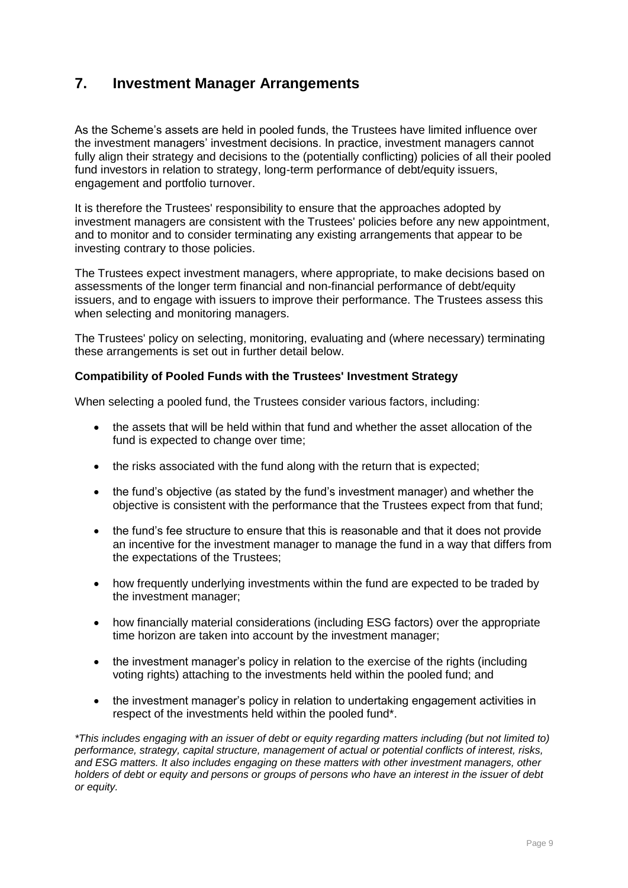## 7. Investment Manager Arrangements

As the Scheme's assets are held in pooled funds, the Trustees have limited influence over the investment managers' investment decisions. In practice, investment managers cannot fully align their strategy and decisions to the (potentially conflicting) policies of all their pooled fund investors in relation to strategy, long-term performance of debt/equity issuers, engagement and portfolio turnover.

It is therefore the Trustees' responsibility to ensure that the approaches adopted by investment managers are consistent with the Trustees' policies before any new appointment, and to monitor and to consider terminating any existing arrangements that appear to be investing contrary to those policies.

The Trustees expect investment managers, where appropriate, to make decisions based on assessments of the longer term financial and non-financial performance of debt/equity issuers, and to engage with issuers to improve their performance. The Trustees assess this when selecting and monitoring managers.

The Trustees' policy on selecting, monitoring, evaluating and (where necessary) terminating these arrangements is set out in further detail below.

**Compatibility of Pooled Funds with the Trustees' Investment Strategy**

When selecting a pooled fund, the Trustees consider various factors, including:

- the assets that will be held within that fund and whether the asset allocation of the fund is expected to change over time;
- the risks associated with the fund along with the return that is expected;
- the fund's objective (as stated by the fund's investment manager) and whether the objective is consistent with the performance that the Trustees expect from that fund;
- the fund's fee structure to ensure that this is reasonable and that it does not provide an incentive for the investment manager to manage the fund in a way that differs from the expectations of the Trustees;
- how frequently underlying investments within the fund are expected to be traded by the investment manager;
- how financially material considerations (including ESG factors) over the appropriate time horizon are taken into account by the investment manager;
- the investment manager's policy in relation to the exercise of the rights (including voting rights) attaching to the investments held within the pooled fund; and
- the investment manager's policy in relation to undertaking engagement activities in respect of the investments held within the pooled fund*.

*\*This includes engaging with an issuer of debt or equity regarding matters including (but not limited to) performance, strategy, capital structure, management of actual or potential conflicts of interest, risks, and ESG matters. It also includes engaging on these matters with other investment managers, other holders of debt or equity and persons or groups of persons who have an interest in the issuer of debt or equity.*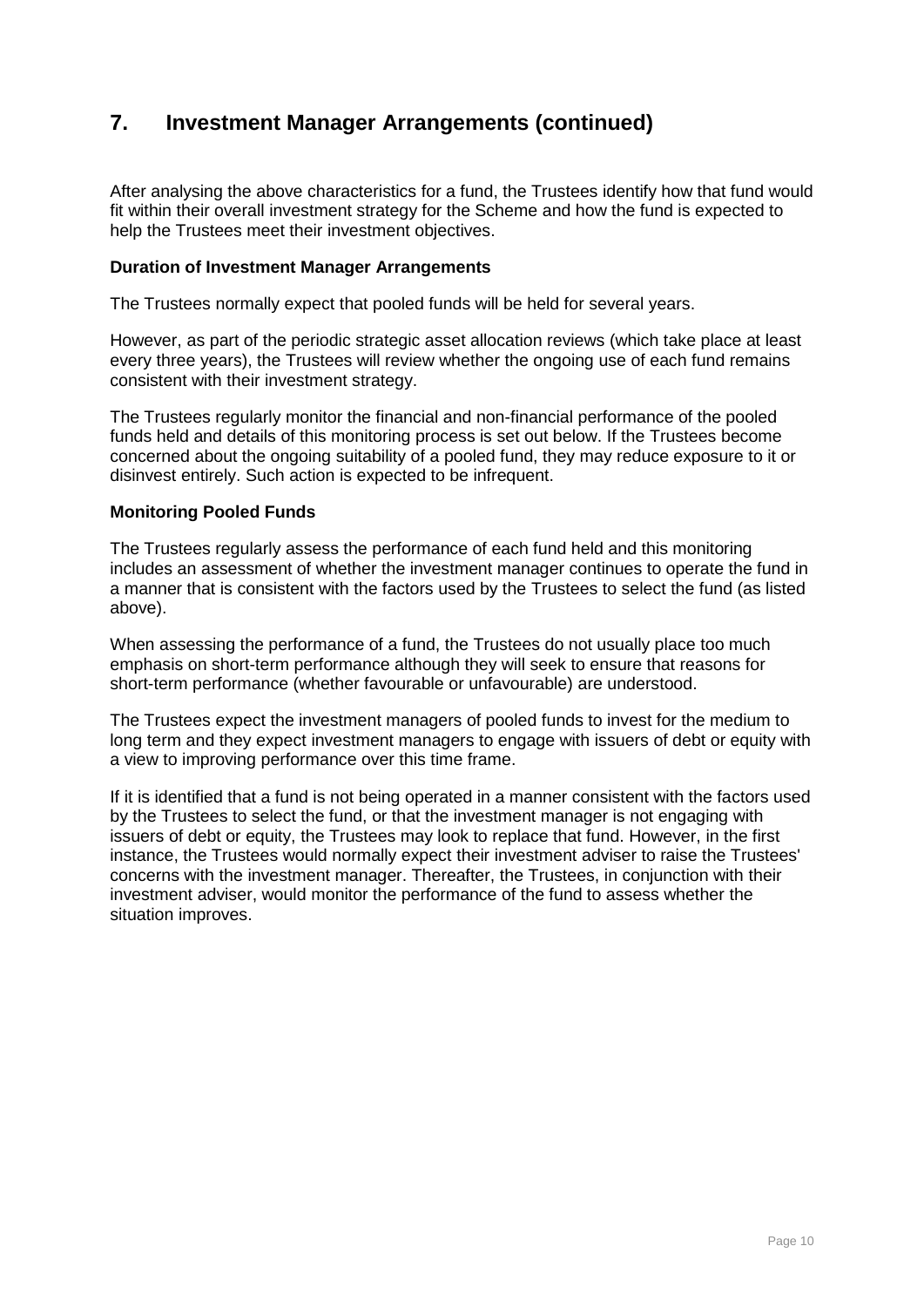## 7. Investment Manager Arrangements (continued)

After analysing the above characteristics for a fund, the Trustees identify how that fund would fit within their overall investment strategy for the Scheme and how the fund is expected to help the Trustees meet their investment objectives.

**Duration of Investment Manager Arrangements**

The Trustees normally expect that pooled funds will be held for several years.

However, as part of the periodic strategic asset allocation reviews (which take place at least every three years), the Trustees will review whether the ongoing use of each fund remains consistent with their investment strategy.

The Trustees regularly monitor the financial and non-financial performance of the pooled funds held and details of this monitoring process is set out below. If the Trustees become concerned about the ongoing suitability of a pooled fund, they may reduce exposure to it or disinvest entirely. Such action is expected to be infrequent.

**Monitoring Pooled Funds**

The Trustees regularly assess the performance of each fund held and this monitoring includes an assessment of whether the investment manager continues to operate the fund in a manner that is consistent with the factors used by the Trustees to select the fund (as listed above).

When assessing the performance of a fund, the Trustees do not usually place too much emphasis on short-term performance although they will seek to ensure that reasons for short-term performance (whether favourable or unfavourable) are understood.

The Trustees expect the investment managers of pooled funds to invest for the medium to long term and they expect investment managers to engage with issuers of debt or equity with a view to improving performance over this time frame.

If it is identified that a fund is not being operated in a manner consistent with the factors used by the Trustees to select the fund, or that the investment manager is not engaging with issuers of debt or equity, the Trustees may look to replace that fund. However, in the first instance, the Trustees would normally expect their investment adviser to raise the Trustees' concerns with the investment manager. Thereafter, the Trustees, in conjunction with their investment adviser, would monitor the performance of the fund to assess whether the situation improves.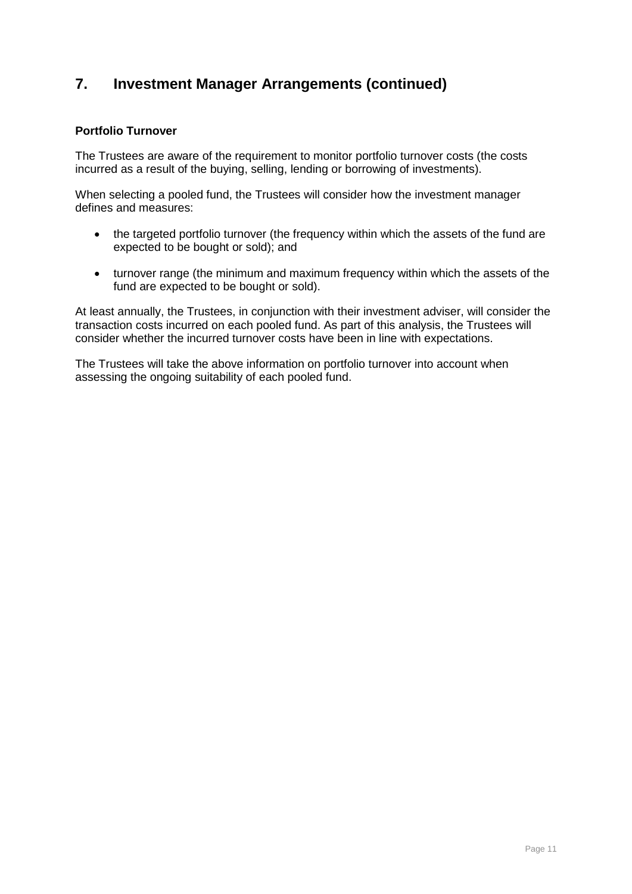# 7. Investment Manager Arrangements (continued)

**Portfolio Turnover**

The Trustees are aware of the requirement to monitor portfolio turnover costs (the costs incurred as a result of the buying, selling, lending or borrowing of investments).

When selecting a pooled fund, the Trustees will consider how the investment manager defines and measures:

- the targeted portfolio turnover (the frequency within which the assets of the fund are expected to be bought or sold); and
- turnover range (the minimum and maximum frequency within which the assets of the fund are expected to be bought or sold).

At least annually, the Trustees, in conjunction with their investment adviser, will consider the transaction costs incurred on each pooled fund. As part of this analysis, the Trustees will consider whether the incurred turnover costs have been in line with expectations.

The Trustees will take the above information on portfolio turnover into account when assessing the ongoing suitability of each pooled fund.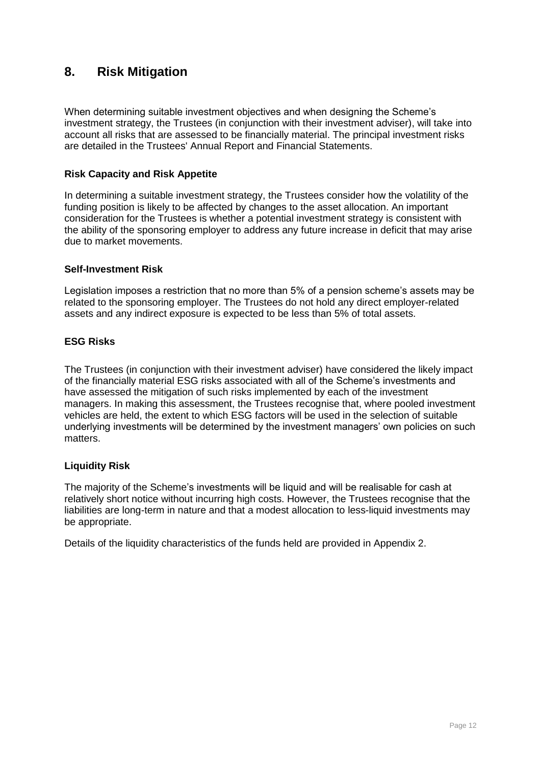## 8. Risk Mitigation

When determining suitable investment objectives and when designing the Scheme's investment strategy, the Trustees (in conjunction with their investment adviser), will take into account all risks that are assessed to be financially material. The principal investment risks are detailed in the Trustees' Annual Report and Financial Statements.

### Risk Capacity and Risk Appetite

In determining a suitable investment strategy, the Trustees consider how the volatility of the funding position is likely to be affected by changes to the asset allocation. An important consideration for the Trustees is whether a potential investment strategy is consistent with the ability of the sponsoring employer to address any future increase in deficit that may arise due to market movements.

### Self-Investment Risk

Legislation imposes a restriction that no more than 5% of a pension scheme's assets may be related to the sponsoring employer. The Trustees do not hold any direct employer-related assets and any indirect exposure is expected to be less than 5% of total assets.

### ESG Risks

The Trustees (in conjunction with their investment adviser) have considered the likely impact of the financially material ESG risks associated with all of the Scheme's investments and have assessed the mitigation of such risks implemented by each of the investment managers. In making this assessment, the Trustees recognise that, where pooled investment vehicles are held, the extent to which ESG factors will be used in the selection of suitable underlying investments will be determined by the investment managers' own policies on such matters.

### Liquidity Risk

The majority of the Scheme's investments will be liquid and will be realisable for cash at relatively short notice without incurring high costs. However, the Trustees recognise that the liabilities are long-term in nature and that a modest allocation to less-liquid investments may be appropriate.

Details of the liquidity characteristics of the funds held are provided in Appendix 2.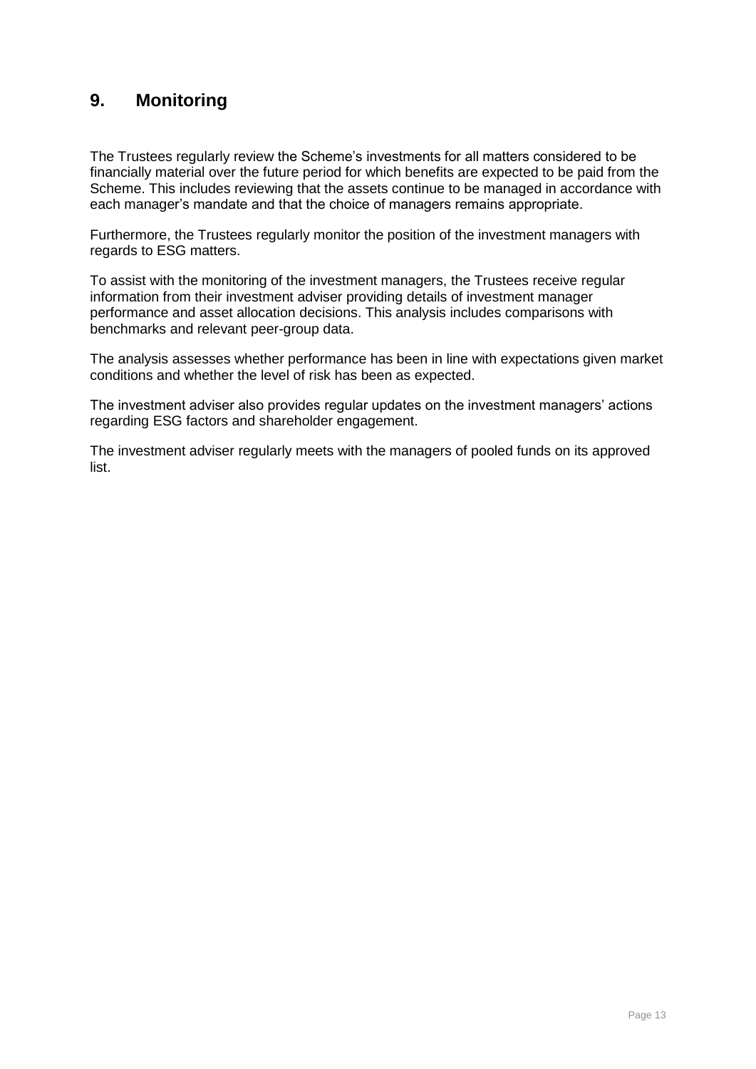## 9. Monitoring

The Trustees regularly review the Scheme's investments for all matters considered to be financially material over the future period for which benefits are expected to be paid from the Scheme. This includes reviewing that the assets continue to be managed in accordance with each manager's mandate and that the choice of managers remains appropriate.

Furthermore, the Trustees regularly monitor the position of the investment managers with regards to ESG matters.

To assist with the monitoring of the investment managers, the Trustees receive regular information from their investment adviser providing details of investment manager performance and asset allocation decisions. This analysis includes comparisons with benchmarks and relevant peer-group data.

The analysis assesses whether performance has been in line with expectations given market conditions and whether the level of risk has been as expected.

The investment adviser also provides regular updates on the investment managers' actions regarding ESG factors and shareholder engagement.

The investment adviser regularly meets with the managers of pooled funds on its approved list.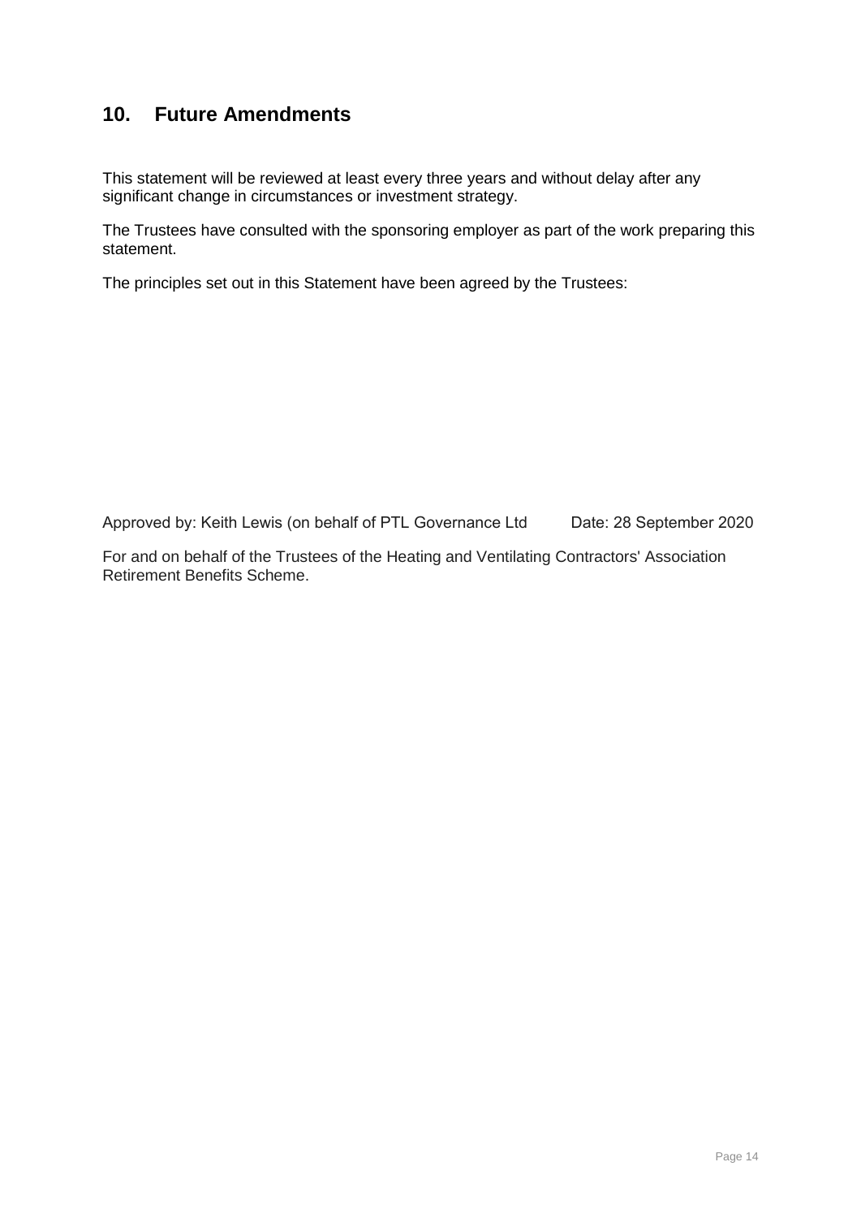## 10. Future Amendments

This statement will be reviewed at least every three years and without delay after any significant change in circumstances or investment strategy.

The Trustees have consulted with the sponsoring employer as part of the work preparing this statement.

The principles set out in this Statement have been agreed by the Trustees:

Approved by: Keith Lewis (on behalf of PTL Governance Ltd Date: 28 September 2020

For and on behalf of the Trustees of the Heating and Ventilating Contractors' Association Retirement Benefits Scheme.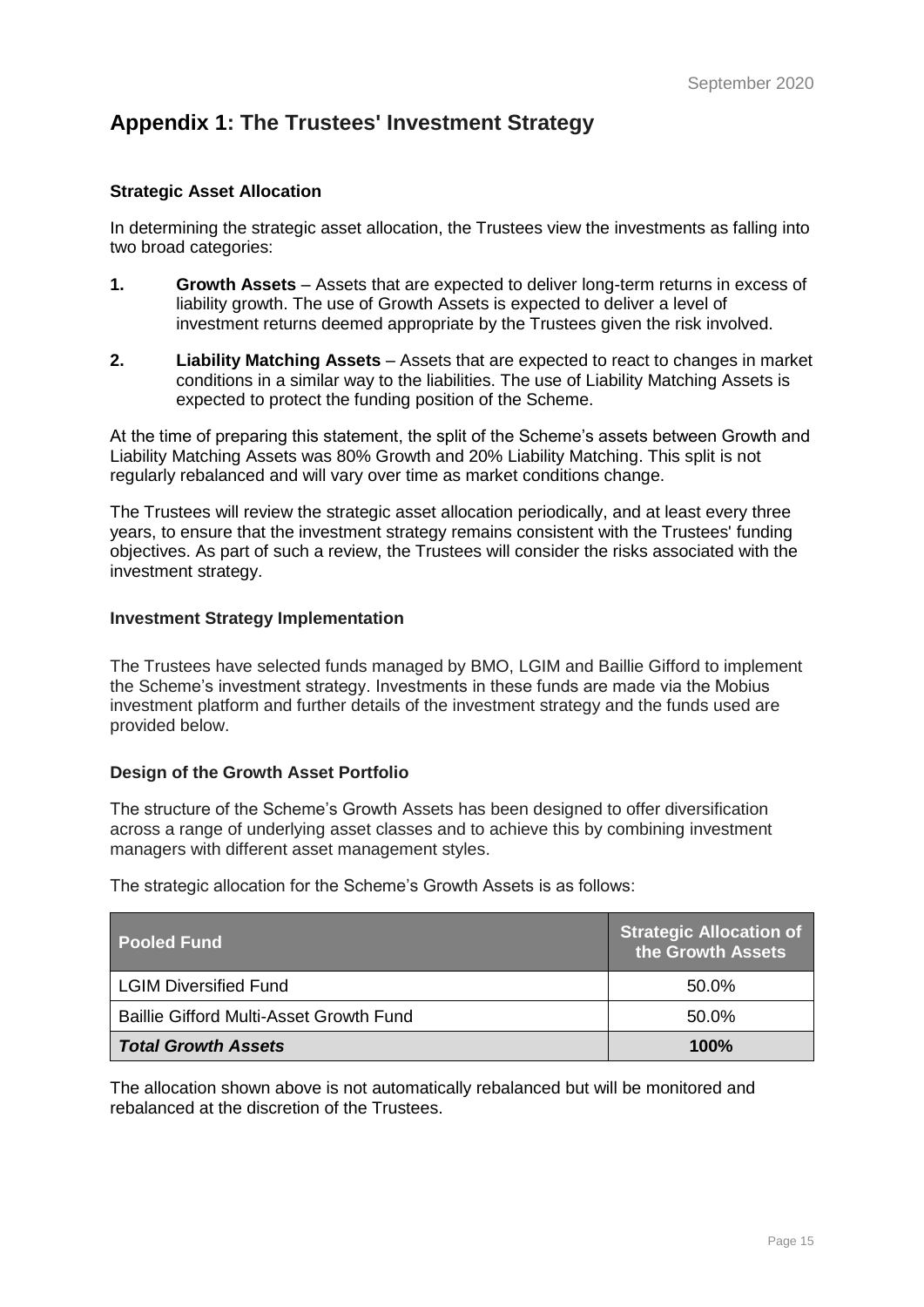# Appendix 1: The Trustees' Investment Strategy

### Strategic Asset Allocation

In determining the strategic asset allocation, the Trustees view the investments as falling into two broad categories:

1. **Growth Assets** – Assets that are expected to deliver long-term returns in excess of liability growth. The use of Growth Assets is expected to deliver a level of investment returns deemed appropriate by the Trustees given the risk involved.

2. **Liability Matching Assets** – Assets that are expected to react to changes in market conditions in a similar way to the liabilities. The use of Liability Matching Assets is expected to protect the funding position of the Scheme.

At the time of preparing this statement, the split of the Scheme's assets between Growth and Liability Matching Assets was 80% Growth and 20% Liability Matching. This split is not regularly rebalanced and will vary over time as market conditions change.

The Trustees will review the strategic asset allocation periodically, and at least every three years, to ensure that the investment strategy remains consistent with the Trustees' funding objectives. As part of such a review, the Trustees will consider the risks associated with the investment strategy.

### Investment Strategy Implementation

The Trustees have selected funds managed by BMO, LGIM and Baillie Gifford to implement the Scheme's investment strategy. Investments in these funds are made via the Mobius investment platform and further details of the investment strategy and the funds used are provided below.

### Design of the Growth Asset Portfolio

The structure of the Scheme's Growth Assets has been designed to offer diversification across a range of underlying asset classes and to achieve this by combining investment managers with different asset management styles.

The strategic allocation for the Scheme's Growth Assets is as follows:

| Pooled Fund | Strategic Allocation of the Growth Assets |
|---|---|
| LGIM Diversified Fund | 50.0% |
| Baillie Gifford Multi-Asset Growth Fund | 50.0% |
| ***Total Growth Assets*** | **100%** |

The allocation shown above is not automatically rebalanced but will be monitored and rebalanced at the discretion of the Trustees.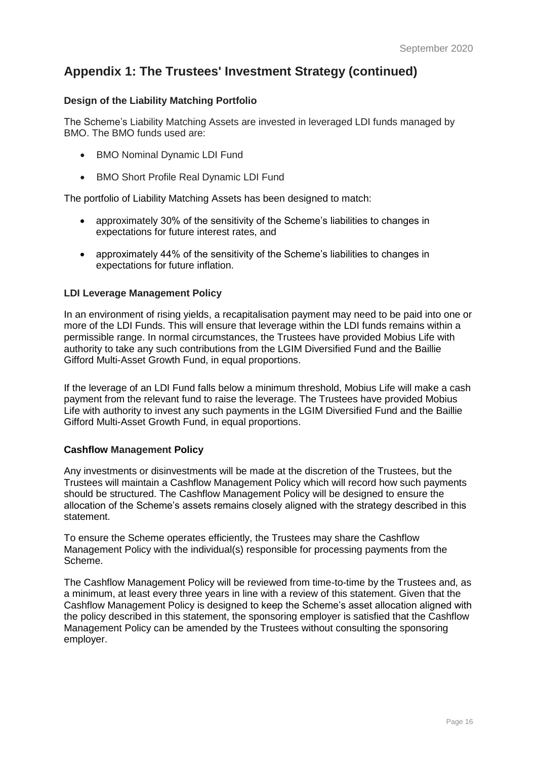## Appendix 1: The Trustees' Investment Strategy (continued)

### Design of the Liability Matching Portfolio

The Scheme's Liability Matching Assets are invested in leveraged LDI funds managed by BMO. The BMO funds used are:

- BMO Nominal Dynamic LDI Fund
- BMO Short Profile Real Dynamic LDI Fund

The portfolio of Liability Matching Assets has been designed to match:

- approximately 30% of the sensitivity of the Scheme's liabilities to changes in expectations for future interest rates, and
- approximately 44% of the sensitivity of the Scheme's liabilities to changes in expectations for future inflation.

### LDI Leverage Management Policy

In an environment of rising yields, a recapitalisation payment may need to be paid into one or more of the LDI Funds. This will ensure that leverage within the LDI funds remains within a permissible range. In normal circumstances, the Trustees have provided Mobius Life with authority to take any such contributions from the LGIM Diversified Fund and the Baillie Gifford Multi-Asset Growth Fund, in equal proportions.

If the leverage of an LDI Fund falls below a minimum threshold, Mobius Life will make a cash payment from the relevant fund to raise the leverage. The Trustees have provided Mobius Life with authority to invest any such payments in the LGIM Diversified Fund and the Baillie Gifford Multi-Asset Growth Fund, in equal proportions.

### Cashflow Management Policy

Any investments or disinvestments will be made at the discretion of the Trustees, but the Trustees will maintain a Cashflow Management Policy which will record how such payments should be structured. The Cashflow Management Policy will be designed to ensure the allocation of the Scheme's assets remains closely aligned with the strategy described in this statement.

To ensure the Scheme operates efficiently, the Trustees may share the Cashflow Management Policy with the individual(s) responsible for processing payments from the Scheme.

The Cashflow Management Policy will be reviewed from time-to-time by the Trustees and, as a minimum, at least every three years in line with a review of this statement. Given that the Cashflow Management Policy is designed to keep the Scheme's asset allocation aligned with the policy described in this statement, the sponsoring employer is satisfied that the Cashflow Management Policy can be amended by the Trustees without consulting the sponsoring employer.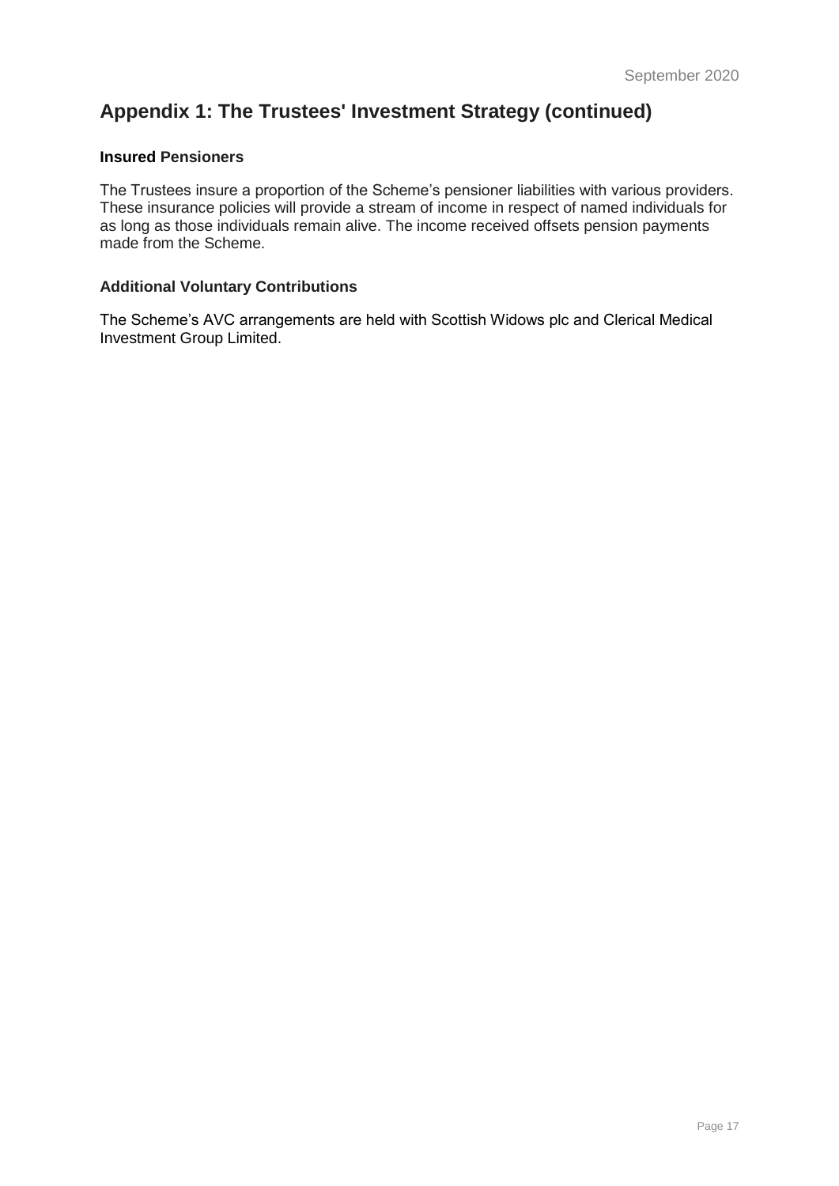## Appendix 1: The Trustees' Investment Strategy (continued)

### Insured Pensioners

The Trustees insure a proportion of the Scheme's pensioner liabilities with various providers. These insurance policies will provide a stream of income in respect of named individuals for as long as those individuals remain alive. The income received offsets pension payments made from the Scheme.

### Additional Voluntary Contributions

The Scheme's AVC arrangements are held with Scottish Widows plc and Clerical Medical Investment Group Limited.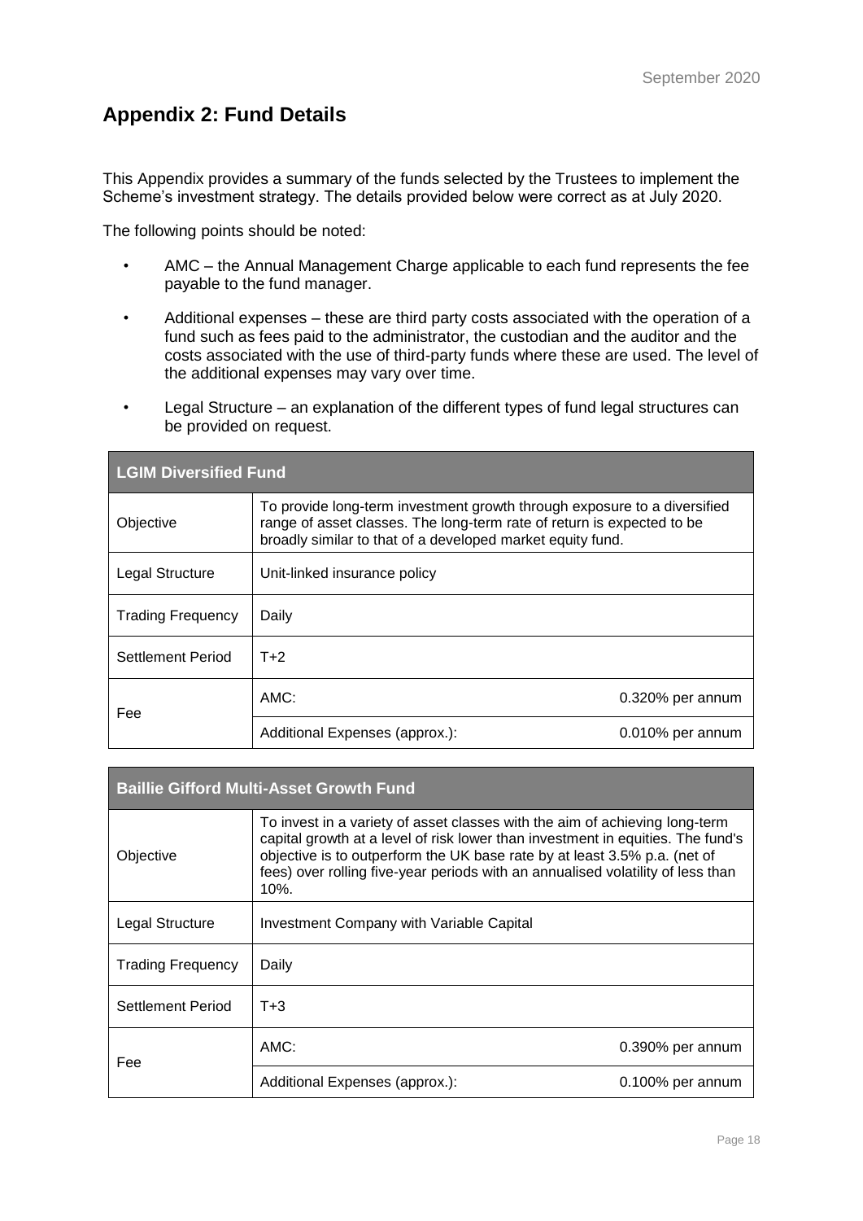## Appendix 2: Fund Details

This Appendix provides a summary of the funds selected by the Trustees to implement the Scheme's investment strategy. The details provided below were correct as at July 2020.

The following points should be noted:

- AMC – the Annual Management Charge applicable to each fund represents the fee payable to the fund manager.
- Additional expenses – these are third party costs associated with the operation of a fund such as fees paid to the administrator, the custodian and the auditor and the costs associated with the use of third-party funds where these are used. The level of the additional expenses may vary over time.
- Legal Structure – an explanation of the different types of fund legal structures can be provided on request.

| LGIM Diversified Fund | | |
|---|---|---|
| Objective | To provide long-term investment growth through exposure to a diversified range of asset classes. The long-term rate of return is expected to be broadly similar to that of a developed market equity fund. | |
| Legal Structure | Unit-linked insurance policy | |
| Trading Frequency | Daily | |
| Settlement Period | T+2 | |
| Fee | AMC: | 0.320% per annum |
| | Additional Expenses (approx.): | 0.010% per annum |

| Baillie Gifford Multi-Asset Growth Fund | | |
|---|---|---|
| Objective | To invest in a variety of asset classes with the aim of achieving long-term capital growth at a level of risk lower than investment in equities. The fund's objective is to outperform the UK base rate by at least 3.5% p.a. (net of fees) over rolling five-year periods with an annualised volatility of less than 10%. | |
| Legal Structure | Investment Company with Variable Capital | |
| Trading Frequency | Daily | |
| Settlement Period | T+3 | |
| Fee | AMC: | 0.390% per annum |
| | Additional Expenses (approx.): | 0.100% per annum |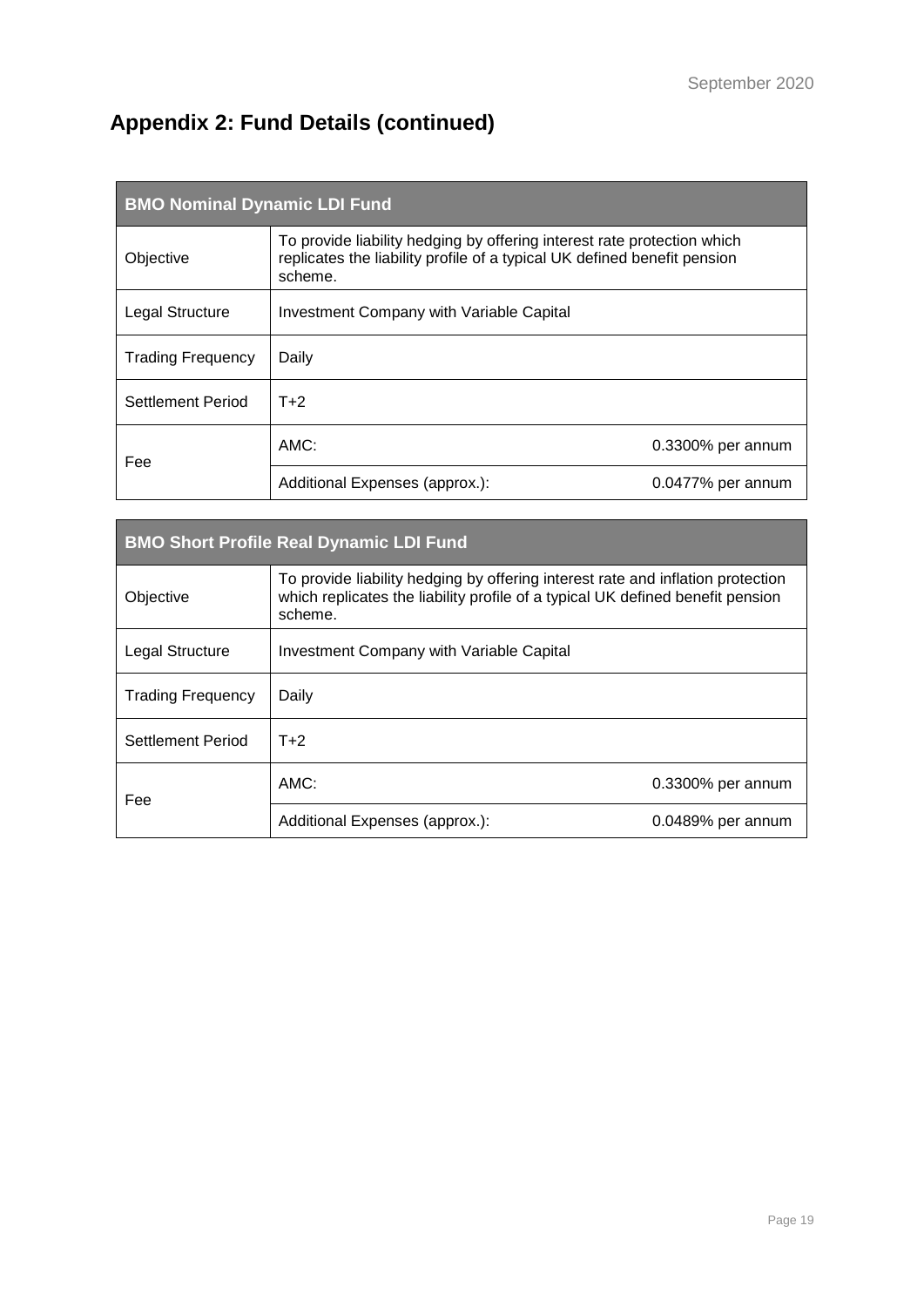## Appendix 2: Fund Details (continued)

| BMO Nominal Dynamic LDI Fund | | |
|---|---|---|
| Objective | To provide liability hedging by offering interest rate protection which replicates the liability profile of a typical UK defined benefit pension scheme. | |
| Legal Structure | Investment Company with Variable Capital | |
| Trading Frequency | Daily | |
| Settlement Period | T+2 | |
| Fee | AMC: | 0.3300% per annum |
| | Additional Expenses (approx.): | 0.0477% per annum |

| BMO Short Profile Real Dynamic LDI Fund | | |
|---|---|---|
| Objective | To provide liability hedging by offering interest rate and inflation protection which replicates the liability profile of a typical UK defined benefit pension scheme. | |
| Legal Structure | Investment Company with Variable Capital | |
| Trading Frequency | Daily | |
| Settlement Period | T+2 | |
| Fee | AMC: | 0.3300% per annum |
| | Additional Expenses (approx.): | 0.0489% per annum |